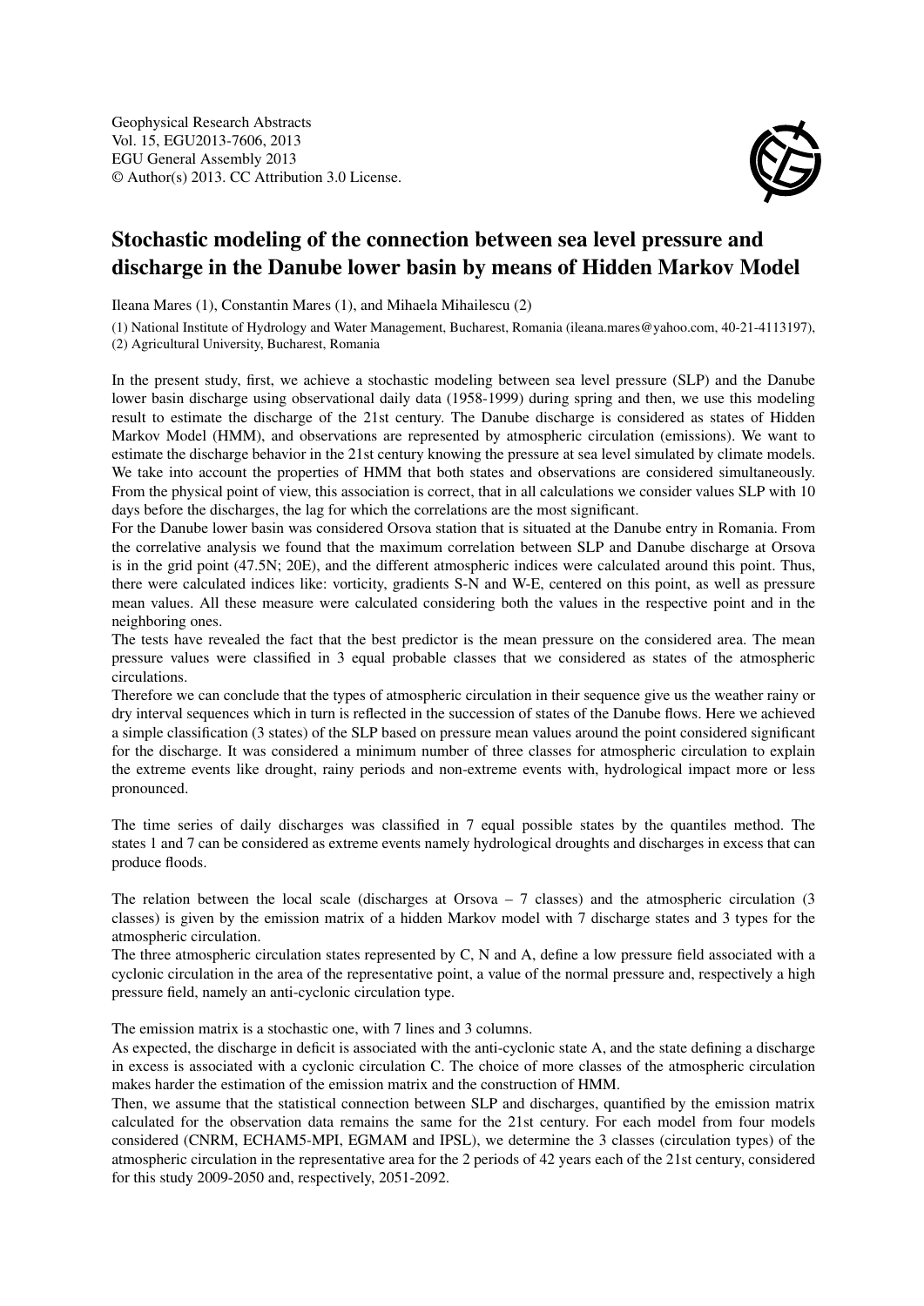Geophysical Research Abstracts
Vol. 15, EGU2013-7606, 2013
EGU General Assembly 2013
© Author(s) 2013. CC Attribution 3.0 License.

# Stochastic modeling of the connection between sea level pressure and discharge in the Danube lower basin by means of Hidden Markov Model

Ileana Mares (1), Constantin Mares (1), and Mihaela Mihailescu (2)

(1) National Institute of Hydrology and Water Management, Bucharest, Romania (ileana.mares@yahoo.com, 40-21-4113197), (2) Agricultural University, Bucharest, Romania

In the present study, first, we achieve a stochastic modeling between sea level pressure (SLP) and the Danube lower basin discharge using observational daily data (1958-1999) during spring and then, we use this modeling result to estimate the discharge of the 21st century. The Danube discharge is considered as states of Hidden Markov Model (HMM), and observations are represented by atmospheric circulation (emissions). We want to estimate the discharge behavior in the 21st century knowing the pressure at sea level simulated by climate models. We take into account the properties of HMM that both states and observations are considered simultaneously. From the physical point of view, this association is correct, that in all calculations we consider values SLP with 10 days before the discharges, the lag for which the correlations are the most significant.

For the Danube lower basin was considered Orsova station that is situated at the Danube entry in Romania. From the correlative analysis we found that the maximum correlation between SLP and Danube discharge at Orsova is in the grid point (47.5N; 20E), and the different atmospheric indices were calculated around this point. Thus, there were calculated indices like: vorticity, gradients S-N and W-E, centered on this point, as well as pressure mean values. All these measure were calculated considering both the values in the respective point and in the neighboring ones.

The tests have revealed the fact that the best predictor is the mean pressure on the considered area. The mean pressure values were classified in 3 equal probable classes that we considered as states of the atmospheric circulations.

Therefore we can conclude that the types of atmospheric circulation in their sequence give us the weather rainy or dry interval sequences which in turn is reflected in the succession of states of the Danube flows. Here we achieved a simple classification (3 states) of the SLP based on pressure mean values around the point considered significant for the discharge. It was considered a minimum number of three classes for atmospheric circulation to explain the extreme events like drought, rainy periods and non-extreme events with, hydrological impact more or less pronounced.

The time series of daily discharges was classified in 7 equal possible states by the quantiles method. The states 1 and 7 can be considered as extreme events namely hydrological droughts and discharges in excess that can produce floods.

The relation between the local scale (discharges at Orsova – 7 classes) and the atmospheric circulation (3 classes) is given by the emission matrix of a hidden Markov model with 7 discharge states and 3 types for the atmospheric circulation.

The three atmospheric circulation states represented by C, N and A, define a low pressure field associated with a cyclonic circulation in the area of the representative point, a value of the normal pressure and, respectively a high pressure field, namely an anti-cyclonic circulation type.

The emission matrix is a stochastic one, with 7 lines and 3 columns.

As expected, the discharge in deficit is associated with the anti-cyclonic state A, and the state defining a discharge in excess is associated with a cyclonic circulation C. The choice of more classes of the atmospheric circulation makes harder the estimation of the emission matrix and the construction of HMM.

Then, we assume that the statistical connection between SLP and discharges, quantified by the emission matrix calculated for the observation data remains the same for the 21st century. For each model from four models considered (CNRM, ECHAM5-MPI, EGMAM and IPSL), we determine the 3 classes (circulation types) of the atmospheric circulation in the representative area for the 2 periods of 42 years each of the 21st century, considered for this study 2009-2050 and, respectively, 2051-2092.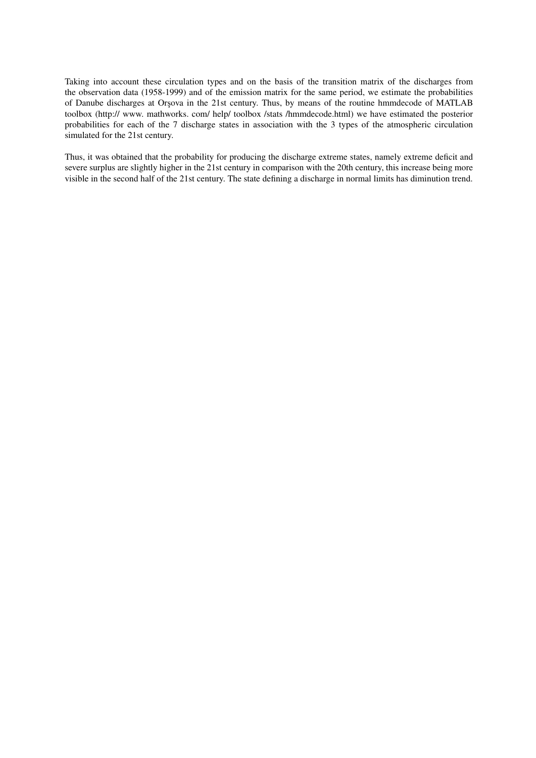Taking into account these circulation types and on the basis of the transition matrix of the discharges from the observation data (1958-1999) and of the emission matrix for the same period, we estimate the probabilities of Danube discharges at Orşova in the 21st century. Thus, by means of the routine hmmdecode of MATLAB toolbox (http:// www. mathworks. com/ help/ toolbox /stats /hmmdecode.html) we have estimated the posterior probabilities for each of the 7 discharge states in association with the 3 types of the atmospheric circulation simulated for the 21st century.

Thus, it was obtained that the probability for producing the discharge extreme states, namely extreme deficit and severe surplus are slightly higher in the 21st century in comparison with the 20th century, this increase being more visible in the second half of the 21st century. The state defining a discharge in normal limits has diminution trend.